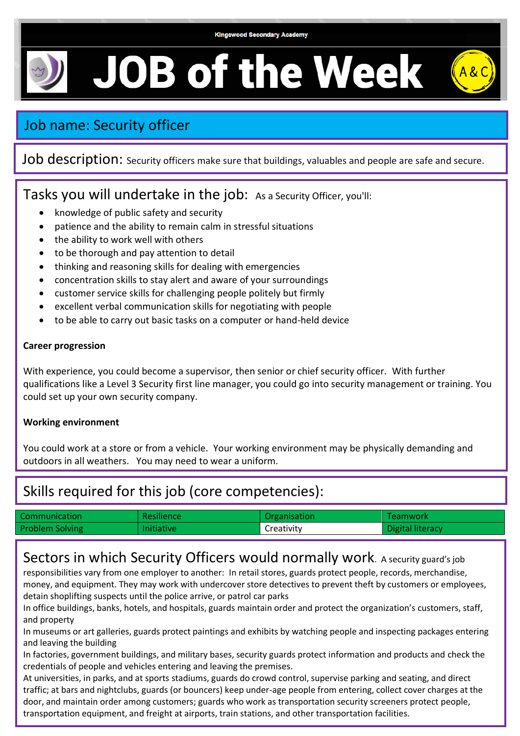Kingswood Secondary Academy

# JOB of the Week

A&C

## Job name: Security officer

**Job description:** Security officers make sure that buildings, valuables and people are safe and secure.

## Tasks you will undertake in the job: As a Security Officer, you'll:

- knowledge of public safety and security
- patience and the ability to remain calm in stressful situations
- the ability to work well with others
- to be thorough and pay attention to detail
- thinking and reasoning skills for dealing with emergencies
- concentration skills to stay alert and aware of your surroundings
- customer service skills for challenging people politely but firmly
- excellent verbal communication skills for negotiating with people
- to be able to carry out basic tasks on a computer or hand-held device

**Career progression**

With experience, you could become a supervisor, then senior or chief security officer. With further qualifications like a Level 3 Security first line manager, you could go into security management or training. You could set up your own security company.

**Working environment**

You could work at a store or from a vehicle. Your working environment may be physically demanding and outdoors in all weathers. You may need to wear a uniform.

## Skills required for this job (core competencies):

| Communication | Resilience | Organisation | Teamwork |
|---|---|---|---|
| Problem Solving | Initiative | Creativity | Digital literacy |

## Sectors in which Security Officers would normally work.

A security guard's job responsibilities vary from one employer to another: In retail stores, guards protect people, records, merchandise, money, and equipment. They may work with undercover store detectives to prevent theft by customers or employees, detain shoplifting suspects until the police arrive, or patrol car parks

In office buildings, banks, hotels, and hospitals, guards maintain order and protect the organization's customers, staff, and property

In museums or art galleries, guards protect paintings and exhibits by watching people and inspecting packages entering and leaving the building

In factories, government buildings, and military bases, security guards protect information and products and check the credentials of people and vehicles entering and leaving the premises.

At universities, in parks, and at sports stadiums, guards do crowd control, supervise parking and seating, and direct traffic; at bars and nightclubs, guards (or bouncers) keep under-age people from entering, collect cover charges at the door, and maintain order among customers; guards who work as transportation security screeners protect people, transportation equipment, and freight at airports, train stations, and other transportation facilities.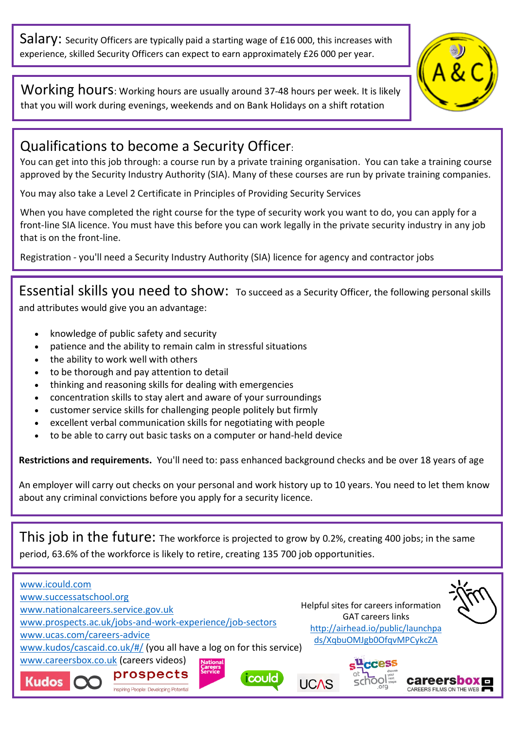## Salary:

Security Officers are typically paid a starting wage of £16 000, this increases with experience, skilled Security Officers can expect to earn approximately £26 000 per year.

## Working hours:

Working hours are usually around 37-48 hours per week. It is likely that you will work during evenings, weekends and on Bank Holidays on a shift rotation

## Qualifications to become a Security Officer:

You can get into this job through: a course run by a private training organisation. You can take a training course approved by the Security Industry Authority (SIA). Many of these courses are run by private training companies.

You may also take a Level 2 Certificate in Principles of Providing Security Services

When you have completed the right course for the type of security work you want to do, you can apply for a front-line SIA licence. You must have this before you can work legally in the private security industry in any job that is on the front-line.

Registration - you'll need a Security Industry Authority (SIA) licence for agency and contractor jobs

## Essential skills you need to show:

To succeed as a Security Officer, the following personal skills and attributes would give you an advantage:

- knowledge of public safety and security
- patience and the ability to remain calm in stressful situations
- the ability to work well with others
- to be thorough and pay attention to detail
- thinking and reasoning skills for dealing with emergencies
- concentration skills to stay alert and aware of your surroundings
- customer service skills for challenging people politely but firmly
- excellent verbal communication skills for negotiating with people
- to be able to carry out basic tasks on a computer or hand-held device

**Restrictions and requirements.** You'll need to: pass enhanced background checks and be over 18 years of age

An employer will carry out checks on your personal and work history up to 10 years. You need to let them know about any criminal convictions before you apply for a security licence.

## This job in the future:

The workforce is projected to grow by 0.2%, creating 400 jobs; in the same period, 63.6% of the workforce is likely to retire, creating 135 700 job opportunities.

www.icould.com
www.successatschool.org
www.nationalcareers.service.gov.uk
www.prospects.ac.uk/jobs-and-work-experience/job-sectors
www.ucas.com/careers-advice
www.kudos/cascaid.co.uk/#/ (you all have a log on for this service)
www.careersbox.co.uk (careers videos)

Helpful sites for careers information
GAT careers links
http://airhead.io/public/launchpads/XqbuOMJgb0OfqvMPCykcZA